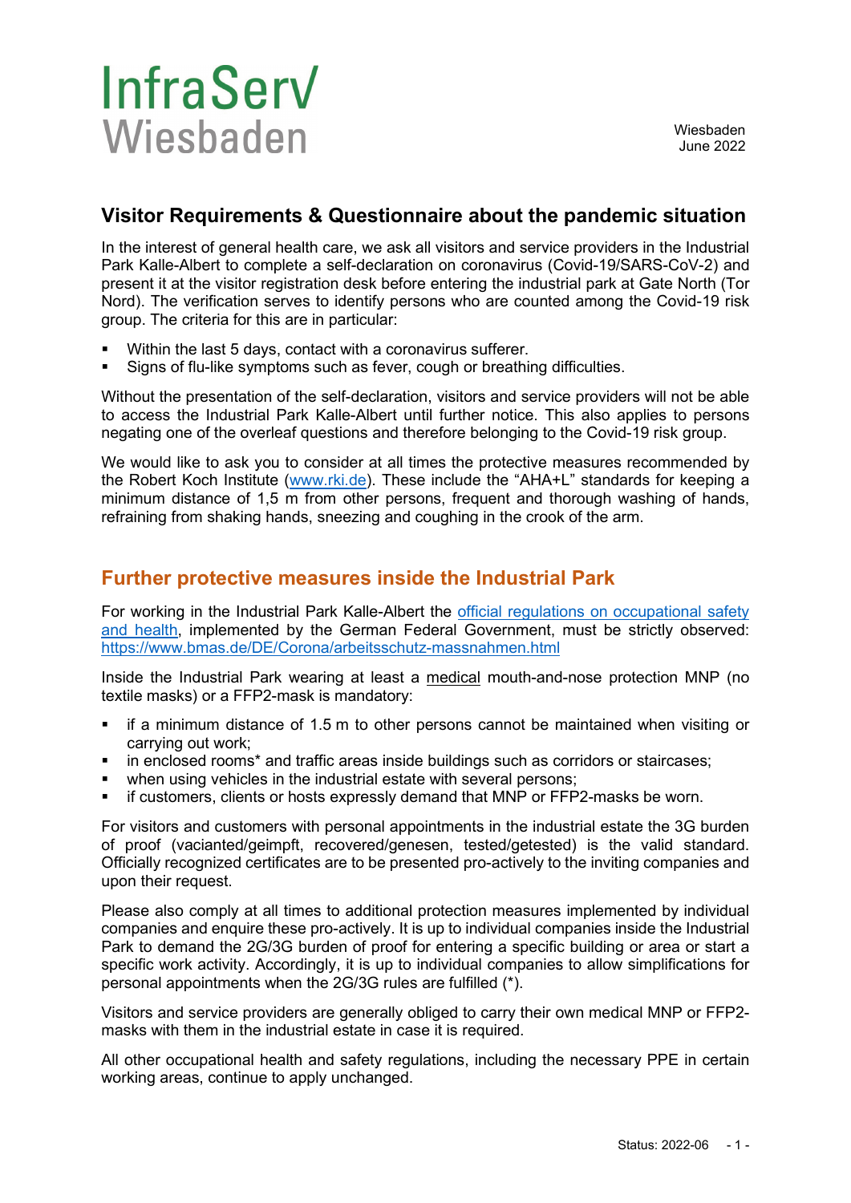InfraServ
Wiesbaden

Wiesbaden
June 2022

## Visitor Requirements & Questionnaire about the pandemic situation

In the interest of general health care, we ask all visitors and service providers in the Industrial Park Kalle-Albert to complete a self-declaration on coronavirus (Covid-19/SARS-CoV-2) and present it at the visitor registration desk before entering the industrial park at Gate North (Tor Nord). The verification serves to identify persons who are counted among the Covid-19 risk group. The criteria for this are in particular:

- Within the last 5 days, contact with a coronavirus sufferer.
- Signs of flu-like symptoms such as fever, cough or breathing difficulties.

Without the presentation of the self-declaration, visitors and service providers will not be able to access the Industrial Park Kalle-Albert until further notice. This also applies to persons negating one of the overleaf questions and therefore belonging to the Covid-19 risk group.

We would like to ask you to consider at all times the protective measures recommended by the Robert Koch Institute (www.rki.de). These include the “AHA+L” standards for keeping a minimum distance of 1,5 m from other persons, frequent and thorough washing of hands, refraining from shaking hands, sneezing and coughing in the crook of the arm.

## Further protective measures inside the Industrial Park

For working in the Industrial Park Kalle-Albert the official regulations on occupational safety and health, implemented by the German Federal Government, must be strictly observed: https://www.bmas.de/DE/Corona/arbeitsschutz-massnahmen.html

Inside the Industrial Park wearing at least a medical mouth-and-nose protection MNP (no textile masks) or a FFP2-mask is mandatory:

- if a minimum distance of 1.5 m to other persons cannot be maintained when visiting or carrying out work;
- in enclosed rooms* and traffic areas inside buildings such as corridors or staircases;
- when using vehicles in the industrial estate with several persons;
- if customers, clients or hosts expressly demand that MNP or FFP2-masks be worn.

For visitors and customers with personal appointments in the industrial estate the 3G burden of proof (vacianted/geimpft, recovered/genesen, tested/getestet) is the valid standard. Officially recognized certificates are to be presented pro-actively to the inviting companies and upon their request.

Please also comply at all times to additional protection measures implemented by individual companies and enquire these pro-actively. It is up to individual companies inside the Industrial Park to demand the 2G/3G burden of proof for entering a specific building or area or start a specific work activity. Accordingly, it is up to individual companies to allow simplifications for personal appointments when the 2G/3G rules are fulfilled (*).

Visitors and service providers are generally obliged to carry their own medical MNP or FFP2-masks with them in the industrial estate in case it is required.

All other occupational health and safety regulations, including the necessary PPE in certain working areas, continue to apply unchanged.

Status: 2022-06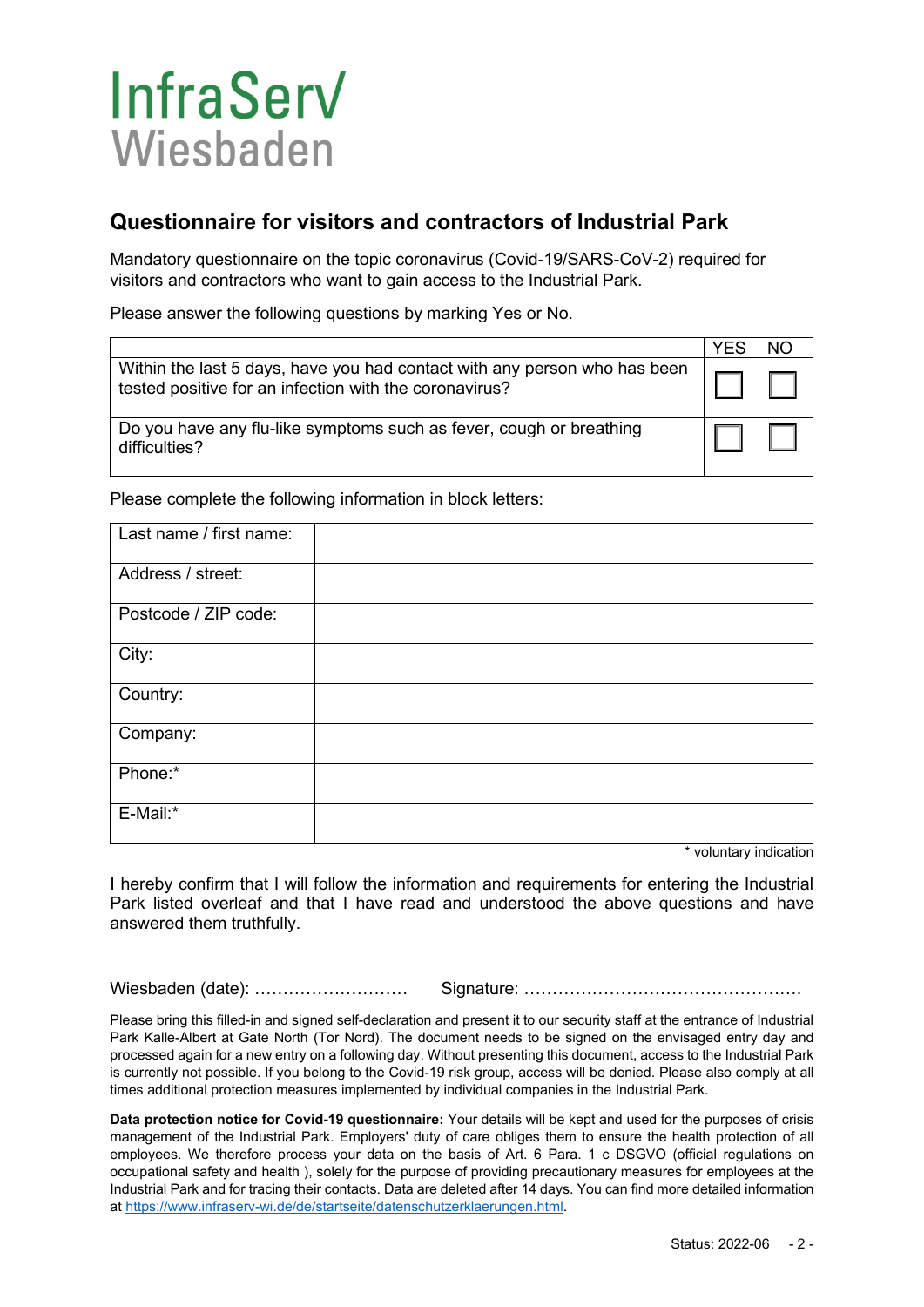InfraServ
Wiesbaden

## Questionnaire for visitors and contractors of Industrial Park

Mandatory questionnaire on the topic coronavirus (Covid-19/SARS-CoV-2) required for visitors and contractors who want to gain access to the Industrial Park.

Please answer the following questions by marking Yes or No.

| | YES | NO |
|---|---|---|
| Within the last 5 days, have you had contact with any person who has been tested positive for an infection with the coronavirus? | ☐ | ☐ |
| Do you have any flu-like symptoms such as fever, cough or breathing difficulties? | ☐ | ☐ |

Please complete the following information in block letters:

| | |
|---|---|
| Last name / first name: | |
| Address / street: | |
| Postcode / ZIP code: | |
| City: | |
| Country: | |
| Company: | |
| Phone:* | |
| E-Mail:* | |

\* voluntary indication

I hereby confirm that I will follow the information and requirements for entering the Industrial Park listed overleaf and that I have read and understood the above questions and have answered them truthfully.

Wiesbaden (date): ……………………… Signature: …………………………………………

Please bring this filled-in and signed self-declaration and present it to our security staff at the entrance of Industrial Park Kalle-Albert at Gate North (Tor Nord). The document needs to be signed on the envisaged entry day and processed again for a new entry on a following day. Without presenting this document, access to the Industrial Park is currently not possible. If you belong to the Covid-19 risk group, access will be denied. Please also comply at all times additional protection measures implemented by individual companies in the Industrial Park.

**Data protection notice for Covid-19 questionnaire:** Your details will be kept and used for the purposes of crisis management of the Industrial Park. Employers' duty of care obliges them to ensure the health protection of all employees. We therefore process your data on the basis of Art. 6 Para. 1 c DSGVO (official regulations on occupational safety and health ), solely for the purpose of providing precautionary measures for employees at the Industrial Park and for tracing their contacts. Data are deleted after 14 days. You can find more detailed information at https://www.infraserv-wi.de/de/startseite/datenschutzerklaerungen.html.

Status: 2022-06